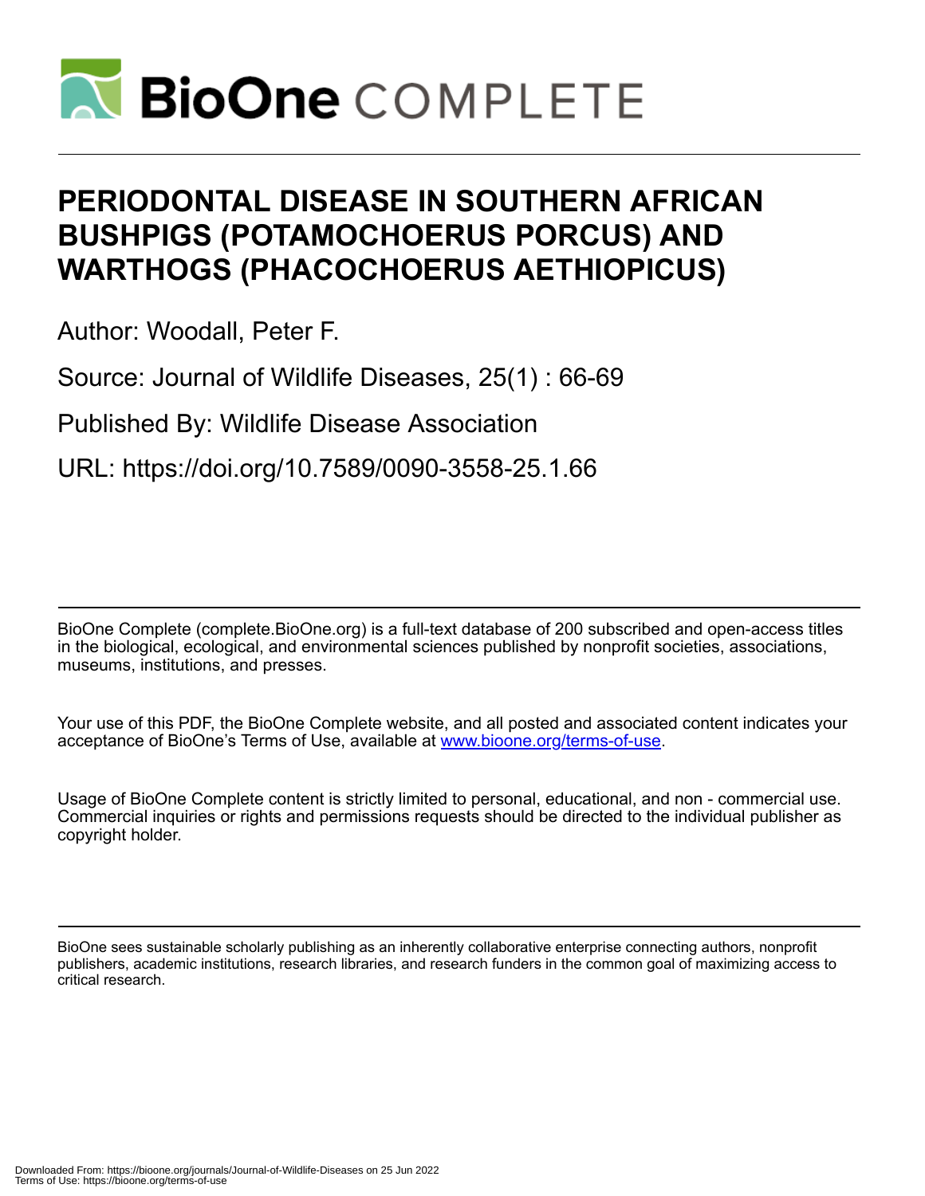# PERIODONTAL DISEASE IN SOUTHERN AFRICAN BUSHPIGS (POTAMOCHOERUS PORCUS) AND WARTHOGS (PHACOCHOERUS AETHIOPICUS)

Author: Woodall, Peter F.

Source: Journal of Wildlife Diseases, 25(1) : 66-69

Published By: Wildlife Disease Association

URL: https://doi.org/10.7589/0090-3558-25.1.66

BioOne Complete (complete.BioOne.org) is a full-text database of 200 subscribed and open-access titles in the biological, ecological, and environmental sciences published by nonprofit societies, associations, museums, institutions, and presses.

Your use of this PDF, the BioOne Complete website, and all posted and associated content indicates your acceptance of BioOne's Terms of Use, available at www.bioone.org/terms-of-use.

Usage of BioOne Complete content is strictly limited to personal, educational, and non - commercial use. Commercial inquiries or rights and permissions requests should be directed to the individual publisher as copyright holder.

BioOne sees sustainable scholarly publishing as an inherently collaborative enterprise connecting authors, nonprofit publishers, academic institutions, research libraries, and research funders in the common goal of maximizing access to critical research.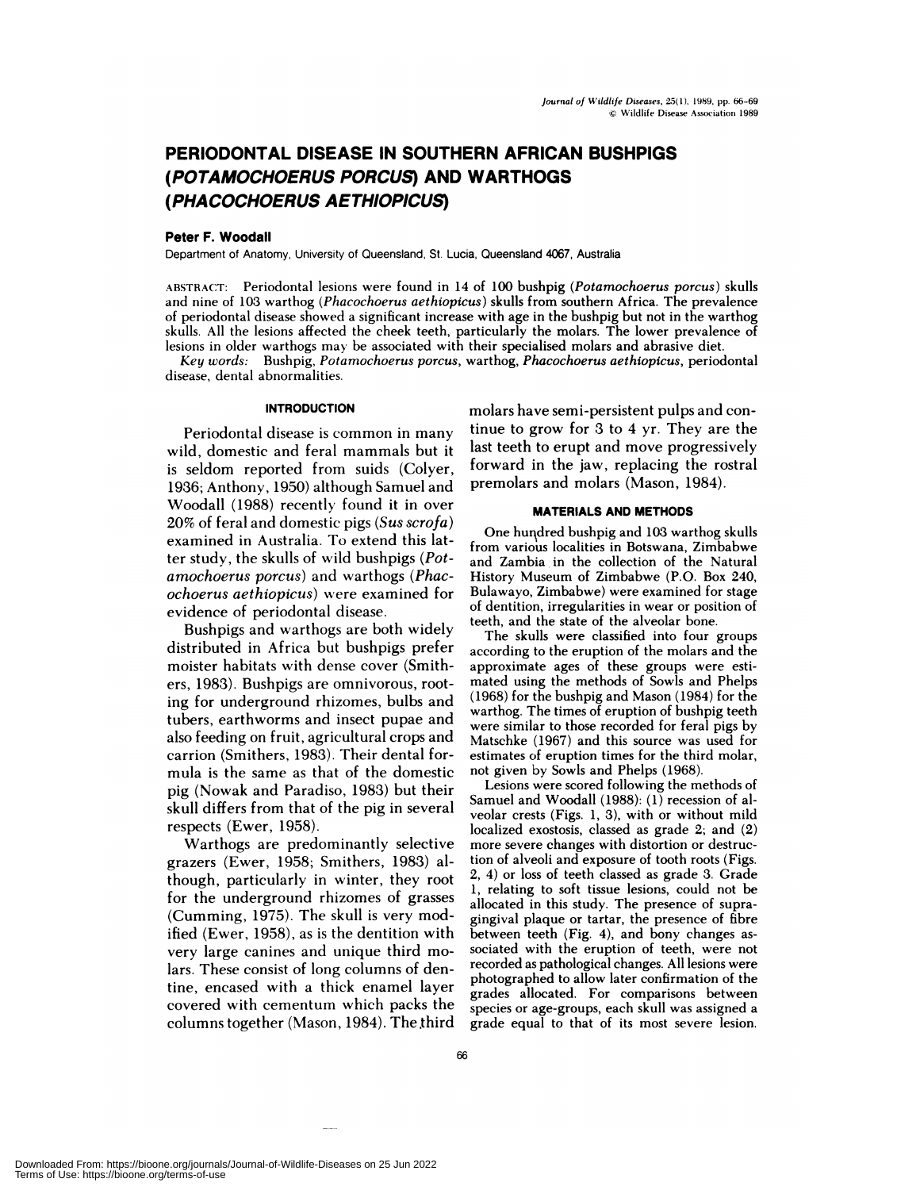# PERIODONTAL DISEASE IN SOUTHERN AFRICAN BUSHPIGS (*POTAMOCHOERUS PORCUS*) AND WARTHOGS (*PHACOCHOERUS AETHIOPICUS*)

**Peter F. Woodall**

Department of Anatomy, University of Queensland, St. Lucia, Queensland 4067, Australia

ABSTRACT: Periodontal lesions were found in 14 of 100 bushpig (*Potamochoerus porcus*) skulls and nine of 103 warthog (*Phacochoerus aethiopicus*) skulls from southern Africa. The prevalence of periodontal disease showed a significant increase with age in the bushpig but not in the warthog skulls. All the lesions affected the cheek teeth, particularly the molars. The lower prevalence of lesions in older warthogs may be associated with their specialised molars and abrasive diet.

*Key words:* Bushpig, *Potamochoerus porcus*, warthog, *Phacochoerus aethiopicus*, periodontal disease, dental abnormalities.

## INTRODUCTION

Periodontal disease is common in many wild, domestic and feral mammals but it is seldom reported from suids (Colyer, 1936; Anthony, 1950) although Samuel and Woodall (1988) recently found it in over 20% of feral and domestic pigs (*Sus scrofa*) examined in Australia. To extend this latter study, the skulls of wild bushpigs (*Potamochoerus porcus*) and warthogs (*Phacochoerus aethiopicus*) were examined for evidence of periodontal disease.

Bushpigs and warthogs are both widely distributed in Africa but bushpigs prefer moister habitats with dense cover (Smithers, 1983). Bushpigs are omnivorous, rooting for underground rhizomes, bulbs and tubers, earthworms and insect pupae and also feeding on fruit, agricultural crops and carrion (Smithers, 1983). Their dental formula is the same as that of the domestic pig (Nowak and Paradiso, 1983) but their skull differs from that of the pig in several respects (Ewer, 1958).

Warthogs are predominantly selective grazers (Ewer, 1958; Smithers, 1983) although, particularly in winter, they root for the underground rhizomes of grasses (Cumming, 1975). The skull is very modified (Ewer, 1958), as is the dentition with very large canines and unique third molars. These consist of long columns of dentine, encased with a thick enamel layer covered with cementum which packs the columns together (Mason, 1984). The third molars have semi-persistent pulps and continue to grow for 3 to 4 yr. They are the last teeth to erupt and move progressively forward in the jaw, replacing the rostral premolars and molars (Mason, 1984).

## MATERIALS AND METHODS

One hundred bushpig and 103 warthog skulls from various localities in Botswana, Zimbabwe and Zambia in the collection of the Natural History Museum of Zimbabwe (P.O. Box 240, Bulawayo, Zimbabwe) were examined for stage of dentition, irregularities in wear or position of teeth, and the state of the alveolar bone.

The skulls were classified into four groups according to the eruption of the molars and the approximate ages of these groups were estimated using the methods of Sowls and Phelps (1968) for the bushpig and Mason (1984) for the warthog. The times of eruption of bushpig teeth were similar to those recorded for feral pigs by Matschke (1967) and this source was used for estimates of eruption times for the third molar, not given by Sowls and Phelps (1968).

Lesions were scored following the methods of Samuel and Woodall (1988): (1) recession of alveolar crests (Figs. 1, 3), with or without mild localized exostosis, classed as grade 2; and (2) more severe changes with distortion or destruction of alveoli and exposure of tooth roots (Figs. 2, 4) or loss of teeth classed as grade 3. Grade 1, relating to soft tissue lesions, could not be allocated in this study. The presence of supragingival plaque or tartar, the presence of fibre between teeth (Fig. 4), and bony changes associated with the eruption of teeth, were not recorded as pathological changes. All lesions were photographed to allow later confirmation of the grades allocated. For comparisons between species or age-groups, each skull was assigned a grade equal to that of its most severe lesion.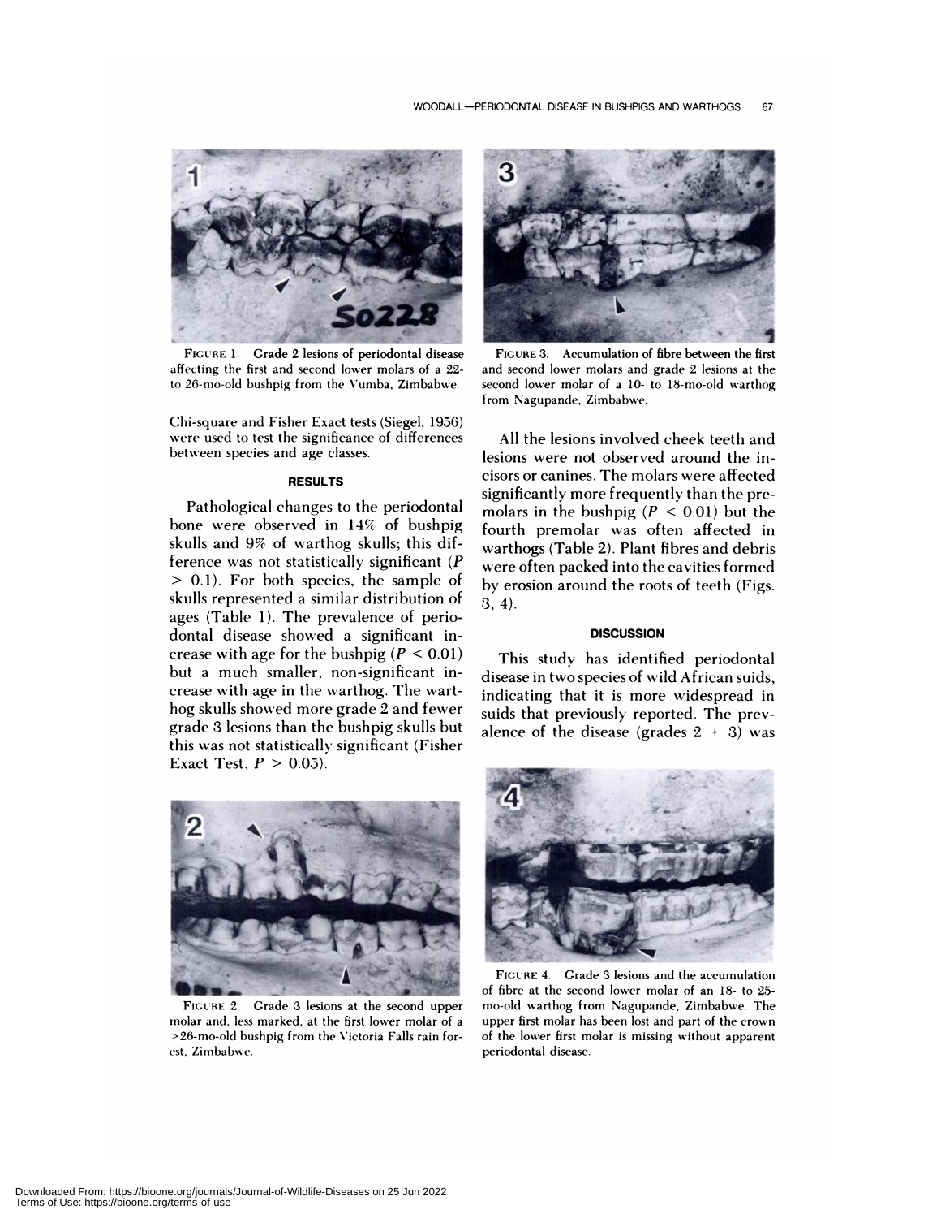FIGURE 1. Grade 2 lesions of periodontal disease affecting the first and second lower molars of a 22- to 26-mo-old bushpig from the Vumba, Zimbabwe.

FIGURE 3. Accumulation of fibre between the first and second lower molars and grade 2 lesions at the second lower molar of a 10- to 18-mo-old warthog from Nagupande, Zimbabwe.

Chi-square and Fisher Exact tests (Siegel, 1956) were used to test the significance of differences between species and age classes.

## RESULTS

Pathological changes to the periodontal bone were observed in 14% of bushpig skulls and 9% of warthog skulls; this difference was not statistically significant ($P > 0.1$). For both species, the sample of skulls represented a similar distribution of ages (Table 1). The prevalence of periodontal disease showed a significant increase with age for the bushpig ($P < 0.01$) but a much smaller, non-significant increase with age in the warthog. The warthog skulls showed more grade 2 and fewer grade 3 lesions than the bushpig skulls but this was not statistically significant (Fisher Exact Test, $P > 0.05$).

All the lesions involved cheek teeth and lesions were not observed around the incisors or canines. The molars were affected significantly more frequently than the premolars in the bushpig ($P < 0.01$) but the fourth premolar was often affected in warthogs (Table 2). Plant fibres and debris were often packed into the cavities formed by erosion around the roots of teeth (Figs. 3, 4).

## DISCUSSION

This study has identified periodontal disease in two species of wild African suids, indicating that it is more widespread in suids that previously reported. The prevalence of the disease (grades 2 + 3) was

FIGURE 2. Grade 3 lesions at the second upper molar and, less marked, at the first lower molar of a >26-mo-old bushpig from the Victoria Falls rain forest, Zimbabwe.

FIGURE 4. Grade 3 lesions and the accumulation of fibre at the second lower molar of an 18- to 25-mo-old warthog from Nagupande, Zimbabwe. The upper first molar has been lost and part of the crown of the lower first molar is missing without apparent periodontal disease.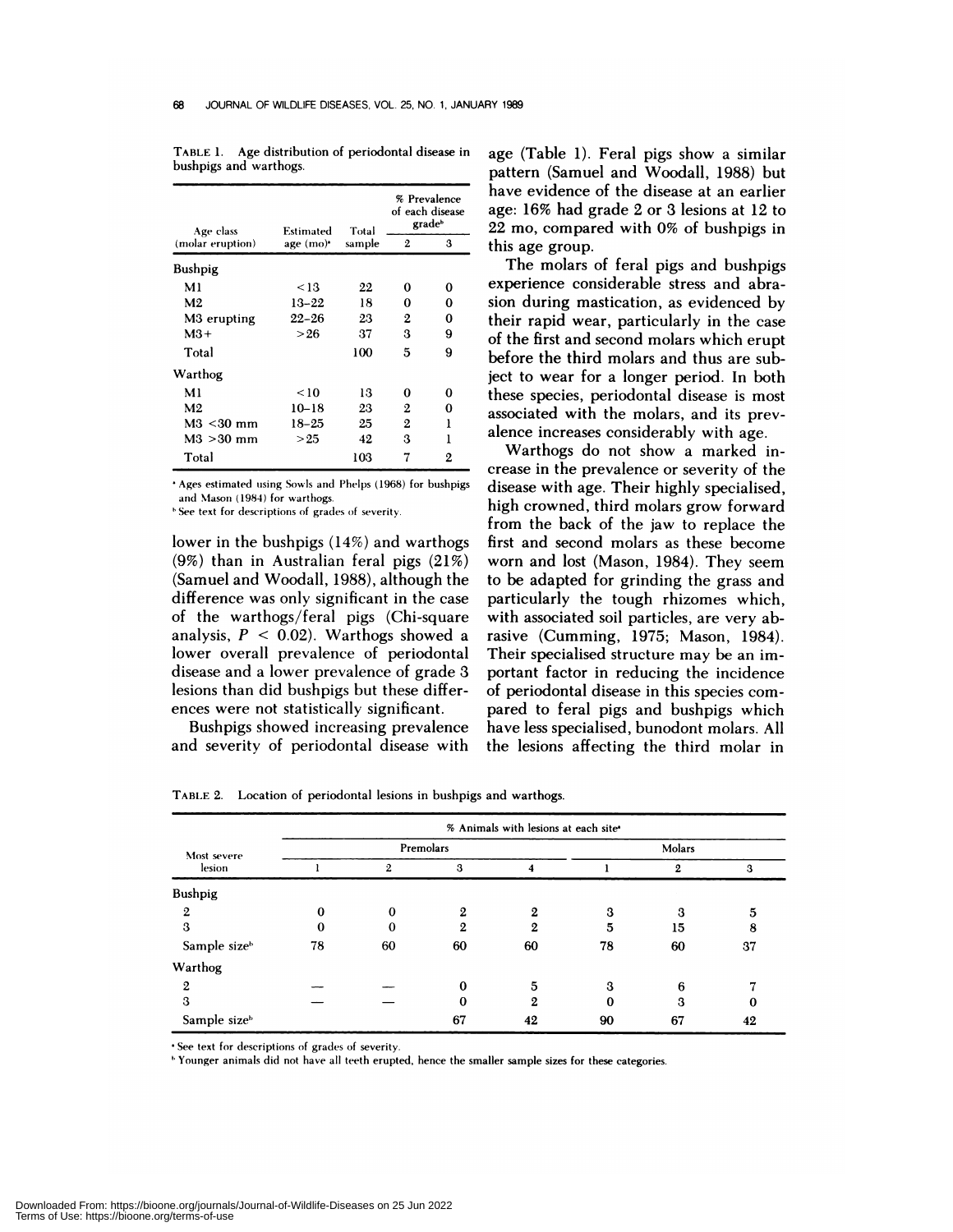TABLE 1. Age distribution of periodontal disease in bushpigs and warthogs.

| Age class (molar eruption) | Estimated age (mo)[a] | Total sample | % Prevalence of each disease grade[b] | |
|---|---|---|---|---|
| | | | 2 | 3 |
| **Bushpig** | | | | |
| M1 | <13 | 22 | 0 | 0 |
| M2 | 13–22 | 18 | 0 | 0 |
| M3 erupting | 22–26 | 23 | 2 | 0 |
| M3+ | >26 | 37 | 3 | 9 |
| Total | | 100 | 5 | 9 |
| **Warthog** | | | | |
| M1 | <10 | 13 | 0 | 0 |
| M2 | 10–18 | 23 | 2 | 0 |
| M3 <30 mm | 18–25 | 25 | 2 | 1 |
| M3 >30 mm | >25 | 42 | 3 | 1 |
| Total | | 103 | 7 | 2 |

[a] Ages estimated using Sowls and Phelps (1968) for bushpigs and Mason (1984) for warthogs.

[b] See text for descriptions of grades of severity.

lower in the bushpigs (14%) and warthogs (9%) than in Australian feral pigs (21%) (Samuel and Woodall, 1988), although the difference was only significant in the case of the warthogs/feral pigs (Chi-square analysis, $P < 0.02$). Warthogs showed a lower overall prevalence of periodontal disease and a lower prevalence of grade 3 lesions than did bushpigs but these differences were not statistically significant.

Bushpigs showed increasing prevalence and severity of periodontal disease with age (Table 1). Feral pigs show a similar pattern (Samuel and Woodall, 1988) but have evidence of the disease at an earlier age: 16% had grade 2 or 3 lesions at 12 to 22 mo, compared with 0% of bushpigs in this age group.

The molars of feral pigs and bushpigs experience considerable stress and abrasion during mastication, as evidenced by their rapid wear, particularly in the case of the first and second molars which erupt before the third molars and thus are subject to wear for a longer period. In both these species, periodontal disease is most associated with the molars, and its prevalence increases considerably with age.

Warthogs do not show a marked increase in the prevalence or severity of the disease with age. Their highly specialised, high crowned, third molars grow forward from the back of the jaw to replace the first and second molars as these become worn and lost (Mason, 1984). They seem to be adapted for grinding the grass and particularly the tough rhizomes which, with associated soil particles, are very abrasive (Cumming, 1975; Mason, 1984). Their specialised structure may be an important factor in reducing the incidence of periodontal disease in this species compared to feral pigs and bushpigs which have less specialised, bunodont molars. All the lesions affecting the third molar in

TABLE 2. Location of periodontal lesions in bushpigs and warthogs.

| Most severe lesion | % Animals with lesions at each site[a] | | | | | | |
|---|---|---|---|---|---|---|---|
| | Premolars | | | | Molars | | |
| | 1 | 2 | 3 | 4 | 1 | 2 | 3 |
| **Bushpig** | | | | | | | |
| 2 | 0 | 0 | 2 | 2 | 3 | 3 | 5 |
| 3 | 0 | 0 | 2 | 2 | 5 | 15 | 8 |
| Sample size[b] | 78 | 60 | 60 | 60 | 78 | 60 | 37 |
| **Warthog** | | | | | | | |
| 2 | — | — | 0 | 5 | 3 | 6 | 7 |
| 3 | — | — | 0 | 2 | 0 | 3 | 0 |
| Sample size[b] | | | 67 | 42 | 90 | 67 | 42 |

[a] See text for descriptions of grades of severity.

[b] Younger animals did not have all teeth erupted, hence the smaller sample sizes for these categories.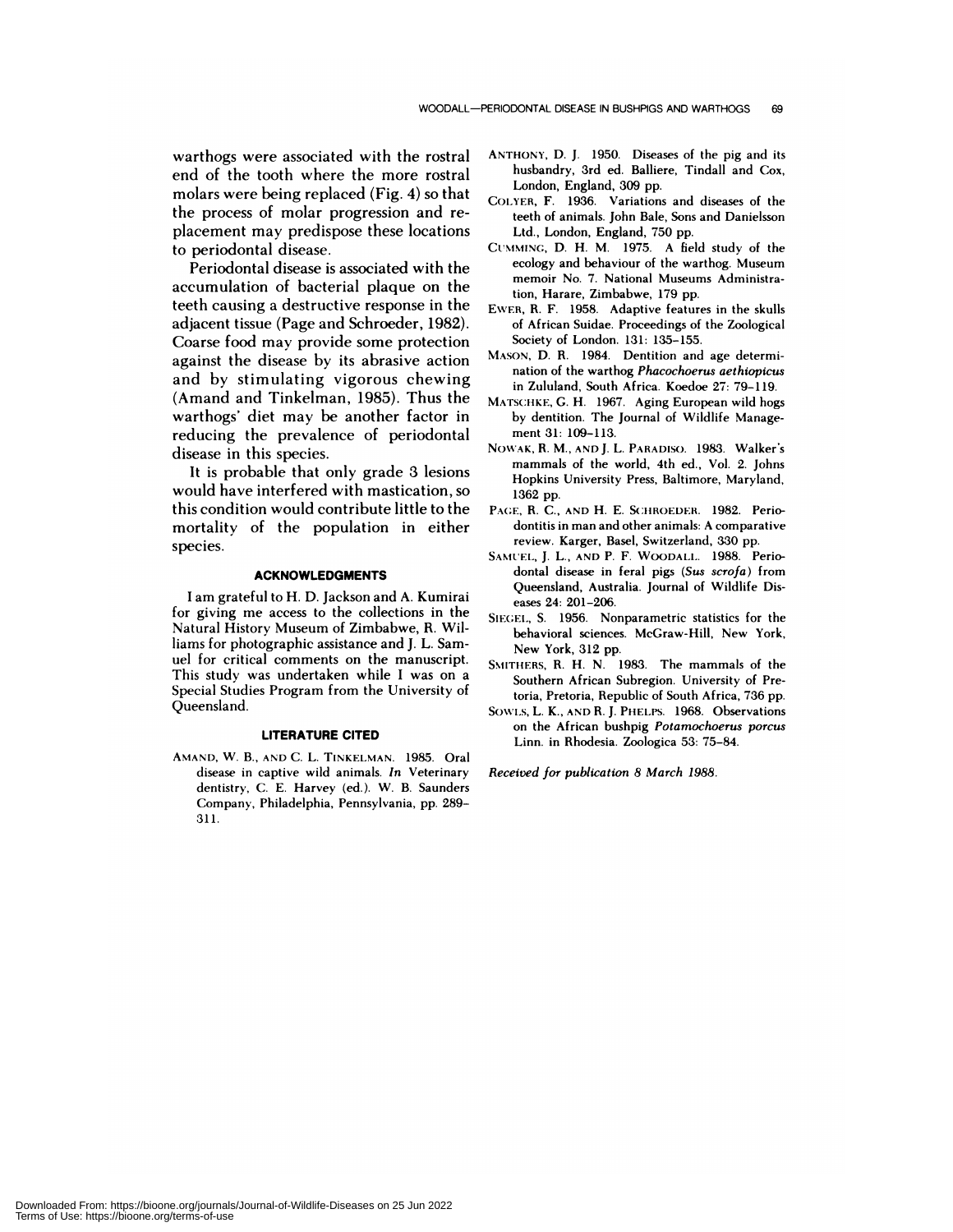warthogs were associated with the rostral end of the tooth where the more rostral molars were being replaced (Fig. 4) so that the process of molar progression and replacement may predispose these locations to periodontal disease.

Periodontal disease is associated with the accumulation of bacterial plaque on the teeth causing a destructive response in the adjacent tissue (Page and Schroeder, 1982). Coarse food may provide some protection against the disease by its abrasive action and by stimulating vigorous chewing (Amand and Tinkelman, 1985). Thus the warthogs' diet may be another factor in reducing the prevalence of periodontal disease in this species.

It is probable that only grade 3 lesions would have interfered with mastication, so this condition would contribute little to the mortality of the population in either species.

## ACKNOWLEDGMENTS

I am grateful to H. D. Jackson and A. Kumirai for giving me access to the collections in the Natural History Museum of Zimbabwe, R. Williams for photographic assistance and J. L. Samuel for critical comments on the manuscript. This study was undertaken while I was on a Special Studies Program from the University of Queensland.

## LITERATURE CITED

AMAND, W. B., AND C. L. TINKELMAN. 1985. Oral disease in captive wild animals. *In* Veterinary dentistry, C. E. Harvey (ed.). W. B. Saunders Company, Philadelphia, Pennsylvania, pp. 289–311.

ANTHONY, D. J. 1950. Diseases of the pig and its husbandry, 3rd ed. Balliere, Tindall and Cox, London, England, 309 pp.

COLYER, F. 1936. Variations and diseases of the teeth of animals. John Bale, Sons and Danielsson Ltd., London, England, 750 pp.

CUMMING, D. H. M. 1975. A field study of the ecology and behaviour of the warthog. Museum memoir No. 7. National Museums Administration, Harare, Zimbabwe, 179 pp.

EWER, R. F. 1958. Adaptive features in the skulls of African Suidae. Proceedings of the Zoological Society of London. 131: 135–155.

MASON, D. R. 1984. Dentition and age determination of the warthog *Phacochoerus aethiopicus* in Zululand, South Africa. Koedoe 27: 79–119.

MATSCHKE, G. H. 1967. Aging European wild hogs by dentition. The Journal of Wildlife Management 31: 109–113.

NOWAK, R. M., AND J. L. PARADISO. 1983. Walker's mammals of the world, 4th ed., Vol. 2. Johns Hopkins University Press, Baltimore, Maryland, 1362 pp.

PAGE, R. C., AND H. E. SCHROEDER. 1982. Periodontitis in man and other animals: A comparative review. Karger, Basel, Switzerland, 330 pp.

SAMUEL, J. L., AND P. F. WOODALL. 1988. Periodontal disease in feral pigs (*Sus scrofa*) from Queensland, Australia. Journal of Wildlife Diseases 24: 201–206.

SIEGEL, S. 1956. Nonparametric statistics for the behavioral sciences. McGraw-Hill, New York, New York, 312 pp.

SMITHERS, R. H. N. 1983. The mammals of the Southern African Subregion. University of Pretoria, Pretoria, Republic of South Africa, 736 pp.

SOWLS, L. K., AND R. J. PHELPS. 1968. Observations on the African bushpig *Potamochoerus porcus* Linn. in Rhodesia. Zoologica 53: 75–84.

*Received for publication 8 March 1988.*